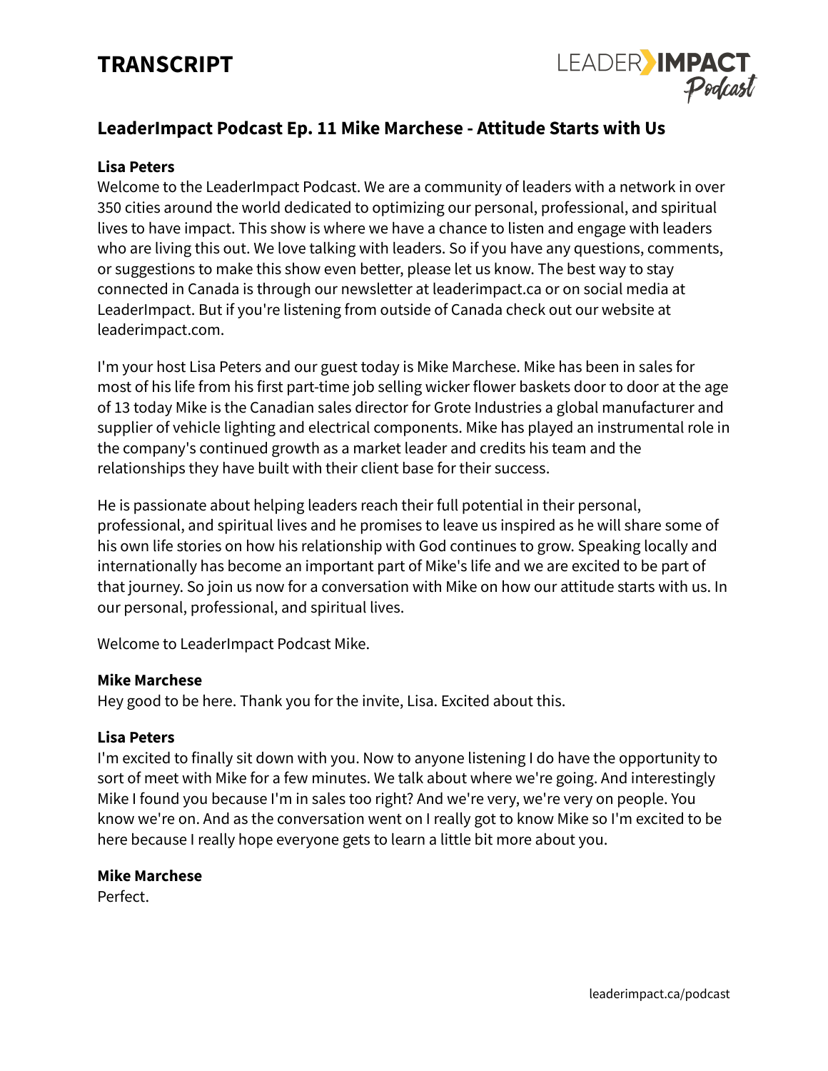# TRANSCRIPT

## LeaderImpact Podcast Ep. 11 Mike Marchese - Attitude Starts with Us

**Lisa Peters**

Welcome to the LeaderImpact Podcast. We are a community of leaders with a network in over 350 cities around the world dedicated to optimizing our personal, professional, and spiritual lives to have impact. This show is where we have a chance to listen and engage with leaders who are living this out. We love talking with leaders. So if you have any questions, comments, or suggestions to make this show even better, please let us know. The best way to stay connected in Canada is through our newsletter at leaderimpact.ca or on social media at LeaderImpact. But if you're listening from outside of Canada check out our website at leaderimpact.com.

I'm your host Lisa Peters and our guest today is Mike Marchese. Mike has been in sales for most of his life from his first part-time job selling wicker flower baskets door to door at the age of 13 today Mike is the Canadian sales director for Grote Industries a global manufacturer and supplier of vehicle lighting and electrical components. Mike has played an instrumental role in the company's continued growth as a market leader and credits his team and the relationships they have built with their client base for their success.

He is passionate about helping leaders reach their full potential in their personal, professional, and spiritual lives and he promises to leave us inspired as he will share some of his own life stories on how his relationship with God continues to grow. Speaking locally and internationally has become an important part of Mike's life and we are excited to be part of that journey. So join us now for a conversation with Mike on how our attitude starts with us. In our personal, professional, and spiritual lives.

Welcome to LeaderImpact Podcast Mike.

**Mike Marchese**

Hey good to be here. Thank you for the invite, Lisa. Excited about this.

**Lisa Peters**

I'm excited to finally sit down with you. Now to anyone listening I do have the opportunity to sort of meet with Mike for a few minutes. We talk about where we're going. And interestingly Mike I found you because I'm in sales too right? And we're very, we're very on people. You know we're on. And as the conversation went on I really got to know Mike so I'm excited to be here because I really hope everyone gets to learn a little bit more about you.

**Mike Marchese**

Perfect.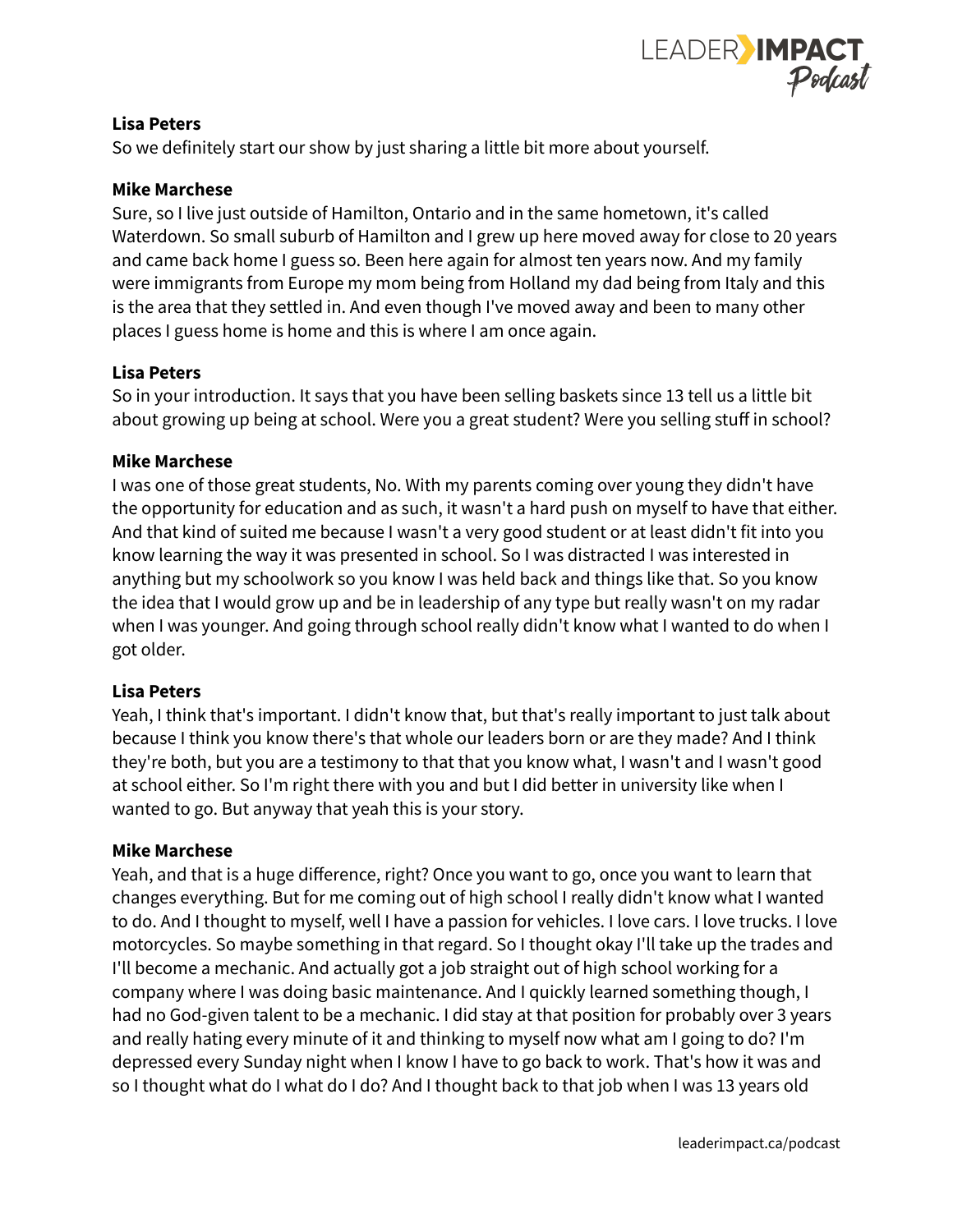**Lisa Peters**
So we definitely start our show by just sharing a little bit more about yourself.

**Mike Marchese**
Sure, so I live just outside of Hamilton, Ontario and in the same hometown, it's called Waterdown. So small suburb of Hamilton and I grew up here moved away for close to 20 years and came back home I guess so. Been here again for almost ten years now. And my family were immigrants from Europe my mom being from Holland my dad being from Italy and this is the area that they settled in. And even though I've moved away and been to many other places I guess home is home and this is where I am once again.

**Lisa Peters**
So in your introduction. It says that you have been selling baskets since 13 tell us a little bit about growing up being at school. Were you a great student? Were you selling stuff in school?

**Mike Marchese**
I was one of those great students, No. With my parents coming over young they didn't have the opportunity for education and as such, it wasn't a hard push on myself to have that either. And that kind of suited me because I wasn't a very good student or at least didn't fit into you know learning the way it was presented in school. So I was distracted I was interested in anything but my schoolwork so you know I was held back and things like that. So you know the idea that I would grow up and be in leadership of any type but really wasn't on my radar when I was younger. And going through school really didn't know what I wanted to do when I got older.

**Lisa Peters**
Yeah, I think that's important. I didn't know that, but that's really important to just talk about because I think you know there's that whole our leaders born or are they made? And I think they're both, but you are a testimony to that that you know what, I wasn't and I wasn't good at school either. So I'm right there with you and but I did better in university like when I wanted to go. But anyway that yeah this is your story.

**Mike Marchese**
Yeah, and that is a huge difference, right? Once you want to go, once you want to learn that changes everything. But for me coming out of high school I really didn't know what I wanted to do. And I thought to myself, well I have a passion for vehicles. I love cars. I love trucks. I love motorcycles. So maybe something in that regard. So I thought okay I'll take up the trades and I'll become a mechanic. And actually got a job straight out of high school working for a company where I was doing basic maintenance. And I quickly learned something though, I had no God-given talent to be a mechanic. I did stay at that position for probably over 3 years and really hating every minute of it and thinking to myself now what am I going to do? I'm depressed every Sunday night when I know I have to go back to work. That's how it was and so I thought what do I what do I do? And I thought back to that job when I was 13 years old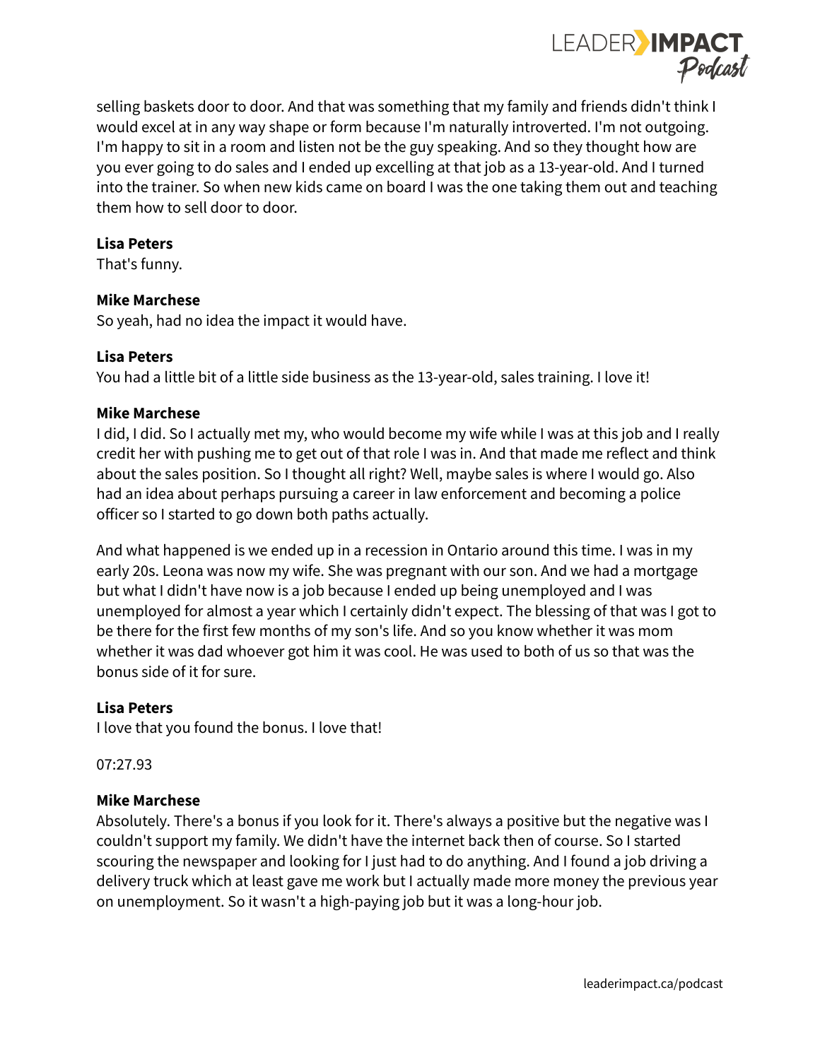selling baskets door to door. And that was something that my family and friends didn't think I would excel at in any way shape or form because I'm naturally introverted. I'm not outgoing. I'm happy to sit in a room and listen not be the guy speaking. And so they thought how are you ever going to do sales and I ended up excelling at that job as a 13-year-old. And I turned into the trainer. So when new kids came on board I was the one taking them out and teaching them how to sell door to door.

**Lisa Peters**
That's funny.

**Mike Marchese**
So yeah, had no idea the impact it would have.

**Lisa Peters**
You had a little bit of a little side business as the 13-year-old, sales training. I love it!

**Mike Marchese**
I did, I did. So I actually met my, who would become my wife while I was at this job and I really credit her with pushing me to get out of that role I was in. And that made me reflect and think about the sales position. So I thought all right? Well, maybe sales is where I would go. Also had an idea about perhaps pursuing a career in law enforcement and becoming a police officer so I started to go down both paths actually.

And what happened is we ended up in a recession in Ontario around this time. I was in my early 20s. Leona was now my wife. She was pregnant with our son. And we had a mortgage but what I didn't have now is a job because I ended up being unemployed and I was unemployed for almost a year which I certainly didn't expect. The blessing of that was I got to be there for the first few months of my son's life. And so you know whether it was mom whether it was dad whoever got him it was cool. He was used to both of us so that was the bonus side of it for sure.

**Lisa Peters**
I love that you found the bonus. I love that!

07:27.93

**Mike Marchese**
Absolutely. There's a bonus if you look for it. There's always a positive but the negative was I couldn't support my family. We didn't have the internet back then of course. So I started scouring the newspaper and looking for I just had to do anything. And I found a job driving a delivery truck which at least gave me work but I actually made more money the previous year on unemployment. So it wasn't a high-paying job but it was a long-hour job.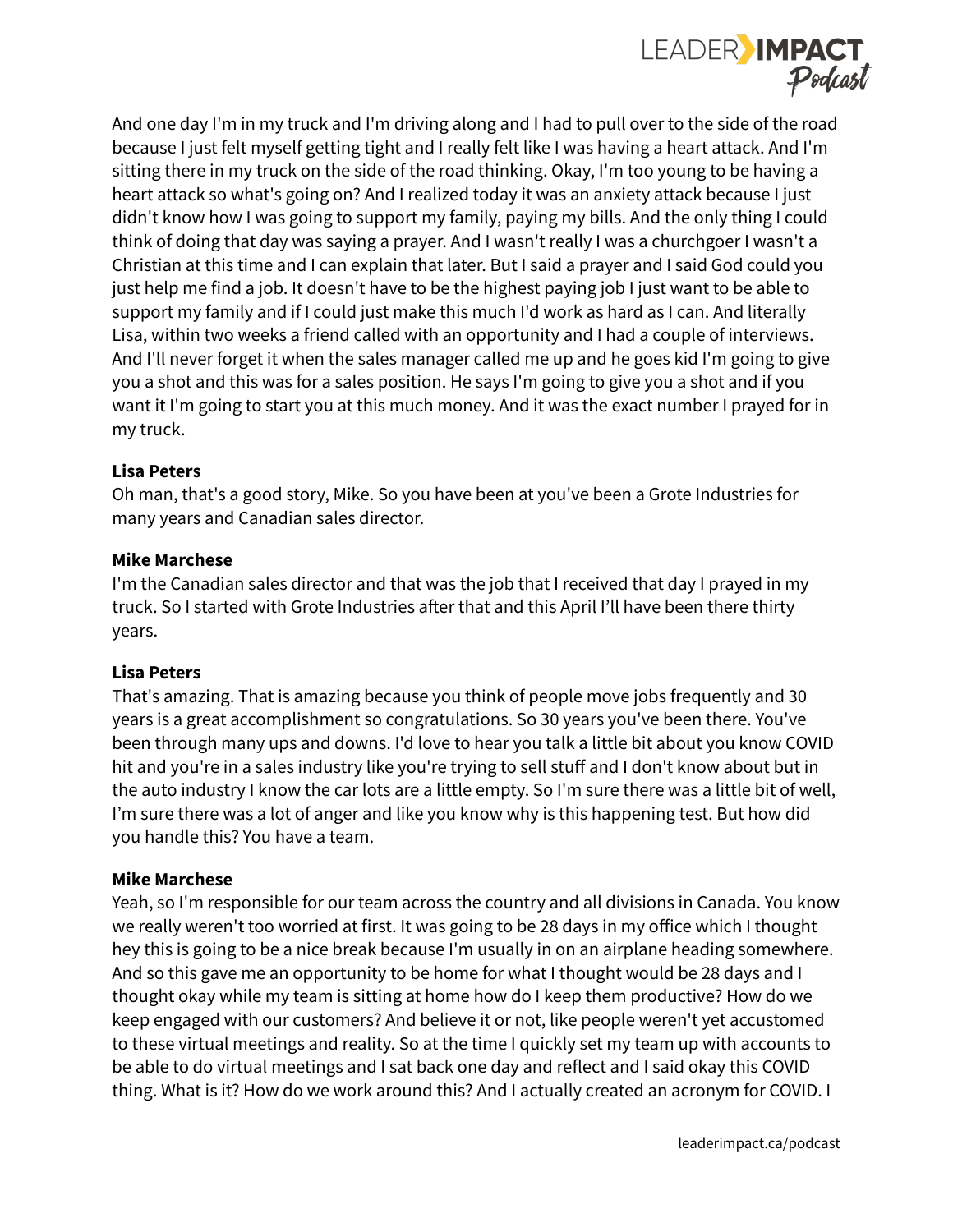And one day I'm in my truck and I'm driving along and I had to pull over to the side of the road because I just felt myself getting tight and I really felt like I was having a heart attack. And I'm sitting there in my truck on the side of the road thinking. Okay, I'm too young to be having a heart attack so what's going on? And I realized today it was an anxiety attack because I just didn't know how I was going to support my family, paying my bills. And the only thing I could think of doing that day was saying a prayer. And I wasn't really I was a churchgoer I wasn't a Christian at this time and I can explain that later. But I said a prayer and I said God could you just help me find a job. It doesn't have to be the highest paying job I just want to be able to support my family and if I could just make this much I'd work as hard as I can. And literally Lisa, within two weeks a friend called with an opportunity and I had a couple of interviews. And I'll never forget it when the sales manager called me up and he goes kid I'm going to give you a shot and this was for a sales position. He says I'm going to give you a shot and if you want it I'm going to start you at this much money. And it was the exact number I prayed for in my truck.

**Lisa Peters**
Oh man, that's a good story, Mike. So you have been at you've been a Grote Industries for many years and Canadian sales director.

**Mike Marchese**
I'm the Canadian sales director and that was the job that I received that day I prayed in my truck. So I started with Grote Industries after that and this April I'll have been there thirty years.

**Lisa Peters**
That's amazing. That is amazing because you think of people move jobs frequently and 30 years is a great accomplishment so congratulations. So 30 years you've been there. You've been through many ups and downs. I'd love to hear you talk a little bit about you know COVID hit and you're in a sales industry like you're trying to sell stuff and I don't know about but in the auto industry I know the car lots are a little empty. So I'm sure there was a little bit of well, I'm sure there was a lot of anger and like you know why is this happening test. But how did you handle this? You have a team.

**Mike Marchese**
Yeah, so I'm responsible for our team across the country and all divisions in Canada. You know we really weren't too worried at first. It was going to be 28 days in my office which I thought hey this is going to be a nice break because I'm usually in on an airplane heading somewhere. And so this gave me an opportunity to be home for what I thought would be 28 days and I thought okay while my team is sitting at home how do I keep them productive? How do we keep engaged with our customers? And believe it or not, like people weren't yet accustomed to these virtual meetings and reality. So at the time I quickly set my team up with accounts to be able to do virtual meetings and I sat back one day and reflect and I said okay this COVID thing. What is it? How do we work around this? And I actually created an acronym for COVID. I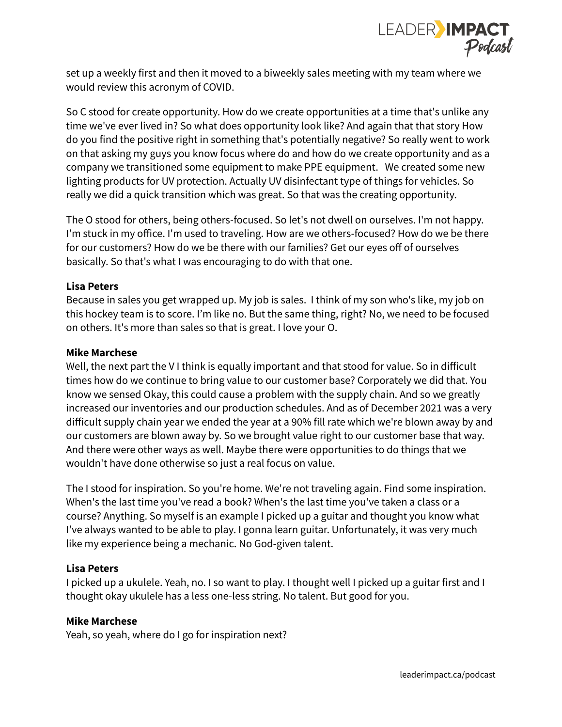set up a weekly first and then it moved to a biweekly sales meeting with my team where we would review this acronym of COVID.

So C stood for create opportunity. How do we create opportunities at a time that's unlike any time we've ever lived in? So what does opportunity look like? And again that that story How do you find the positive right in something that's potentially negative? So really went to work on that asking my guys you know focus where do and how do we create opportunity and as a company we transitioned some equipment to make PPE equipment.  We created some new lighting products for UV protection. Actually UV disinfectant type of things for vehicles. So really we did a quick transition which was great. So that was the creating opportunity.

The O stood for others, being others-focused. So let's not dwell on ourselves. I'm not happy. I'm stuck in my office. I'm used to traveling. How are we others-focused? How do we be there for our customers? How do we be there with our families? Get our eyes off of ourselves basically. So that's what I was encouraging to do with that one.

**Lisa Peters**
Because in sales you get wrapped up. My job is sales.  I think of my son who's like, my job on this hockey team is to score. I'm like no. But the same thing, right? No, we need to be focused on others. It's more than sales so that is great. I love your O.

**Mike Marchese**
Well, the next part the V I think is equally important and that stood for value. So in difficult times how do we continue to bring value to our customer base? Corporately we did that. You know we sensed Okay, this could cause a problem with the supply chain. And so we greatly increased our inventories and our production schedules. And as of December 2021 was a very difficult supply chain year we ended the year at a 90% fill rate which we're blown away by and our customers are blown away by. So we brought value right to our customer base that way. And there were other ways as well. Maybe there were opportunities to do things that we wouldn't have done otherwise so just a real focus on value.

The I stood for inspiration. So you're home. We're not traveling again. Find some inspiration. When's the last time you've read a book? When's the last time you've taken a class or a course? Anything. So myself is an example I picked up a guitar and thought you know what I've always wanted to be able to play. I gonna learn guitar. Unfortunately, it was very much like my experience being a mechanic. No God-given talent.

**Lisa Peters**
I picked up a ukulele. Yeah, no. I so want to play. I thought well I picked up a guitar first and I thought okay ukulele has a less one-less string. No talent. But good for you.

**Mike Marchese**
Yeah, so yeah, where do I go for inspiration next?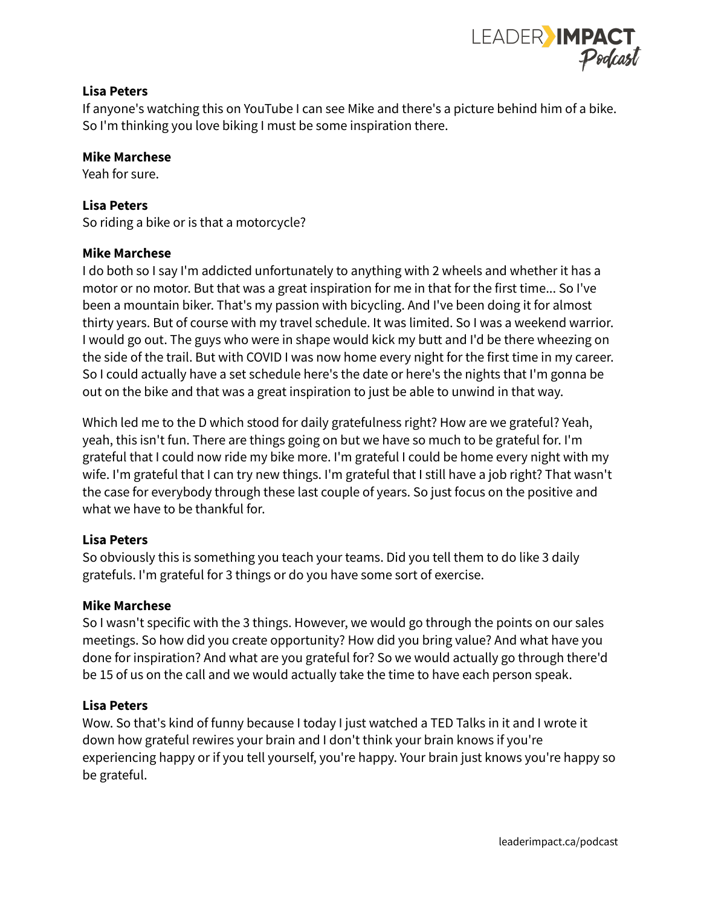**Lisa Peters**
If anyone's watching this on YouTube I can see Mike and there's a picture behind him of a bike. So I'm thinking you love biking I must be some inspiration there.

**Mike Marchese**
Yeah for sure.

**Lisa Peters**
So riding a bike or is that a motorcycle?

**Mike Marchese**
I do both so I say I'm addicted unfortunately to anything with 2 wheels and whether it has a motor or no motor. But that was a great inspiration for me in that for the first time... So I've been a mountain biker. That's my passion with bicycling. And I've been doing it for almost thirty years. But of course with my travel schedule. It was limited. So I was a weekend warrior. I would go out. The guys who were in shape would kick my butt and I'd be there wheezing on the side of the trail. But with COVID I was now home every night for the first time in my career. So I could actually have a set schedule here's the date or here's the nights that I'm gonna be out on the bike and that was a great inspiration to just be able to unwind in that way.

Which led me to the D which stood for daily gratefulness right? How are we grateful? Yeah, yeah, this isn't fun. There are things going on but we have so much to be grateful for. I'm grateful that I could now ride my bike more. I'm grateful I could be home every night with my wife. I'm grateful that I can try new things. I'm grateful that I still have a job right? That wasn't the case for everybody through these last couple of years. So just focus on the positive and what we have to be thankful for.

**Lisa Peters**
So obviously this is something you teach your teams. Did you tell them to do like 3 daily gratefuls. I'm grateful for 3 things or do you have some sort of exercise.

**Mike Marchese**
So I wasn't specific with the 3 things. However, we would go through the points on our sales meetings. So how did you create opportunity? How did you bring value? And what have you done for inspiration? And what are you grateful for? So we would actually go through there'd be 15 of us on the call and we would actually take the time to have each person speak.

**Lisa Peters**
Wow. So that's kind of funny because I today I just watched a TED Talks in it and I wrote it down how grateful rewires your brain and I don't think your brain knows if you're experiencing happy or if you tell yourself, you're happy. Your brain just knows you're happy so be grateful.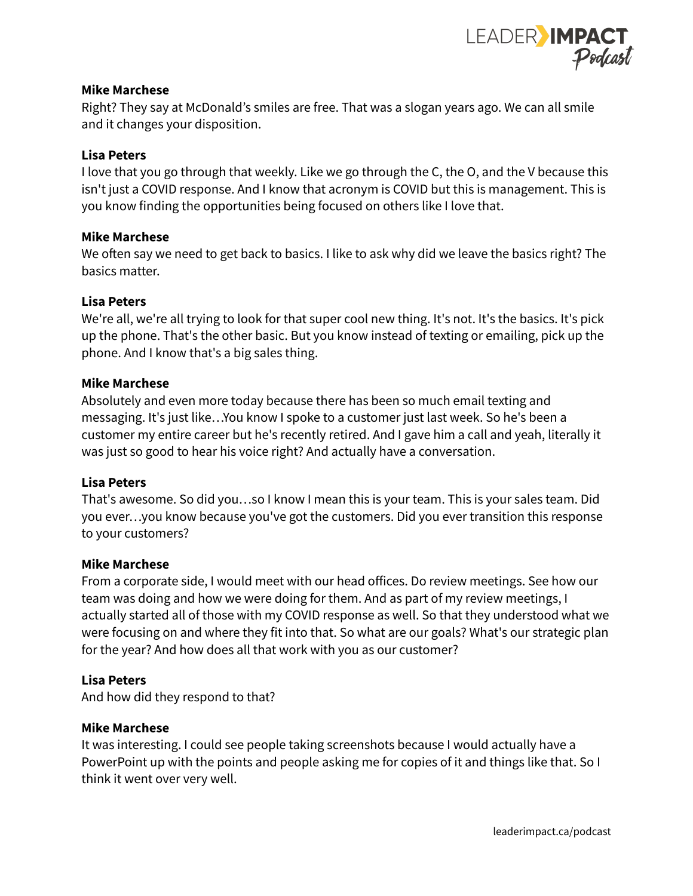**Mike Marchese**
Right? They say at McDonald's smiles are free. That was a slogan years ago. We can all smile and it changes your disposition.

**Lisa Peters**
I love that you go through that weekly. Like we go through the C, the O, and the V because this isn't just a COVID response. And I know that acronym is COVID but this is management. This is you know finding the opportunities being focused on others like I love that.

**Mike Marchese**
We often say we need to get back to basics. I like to ask why did we leave the basics right? The basics matter.

**Lisa Peters**
We're all, we're all trying to look for that super cool new thing. It's not. It's the basics. It's pick up the phone. That's the other basic. But you know instead of texting or emailing, pick up the phone. And I know that's a big sales thing.

**Mike Marchese**
Absolutely and even more today because there has been so much email texting and messaging. It's just like…You know I spoke to a customer just last week. So he's been a customer my entire career but he's recently retired. And I gave him a call and yeah, literally it was just so good to hear his voice right? And actually have a conversation.

**Lisa Peters**
That's awesome. So did you…so I know I mean this is your team. This is your sales team. Did you ever…you know because you've got the customers. Did you ever transition this response to your customers?

**Mike Marchese**
From a corporate side, I would meet with our head offices. Do review meetings. See how our team was doing and how we were doing for them. And as part of my review meetings, I actually started all of those with my COVID response as well. So that they understood what we were focusing on and where they fit into that. So what are our goals? What's our strategic plan for the year? And how does all that work with you as our customer?

**Lisa Peters**
And how did they respond to that?

**Mike Marchese**
It was interesting. I could see people taking screenshots because I would actually have a PowerPoint up with the points and people asking me for copies of it and things like that. So I think it went over very well.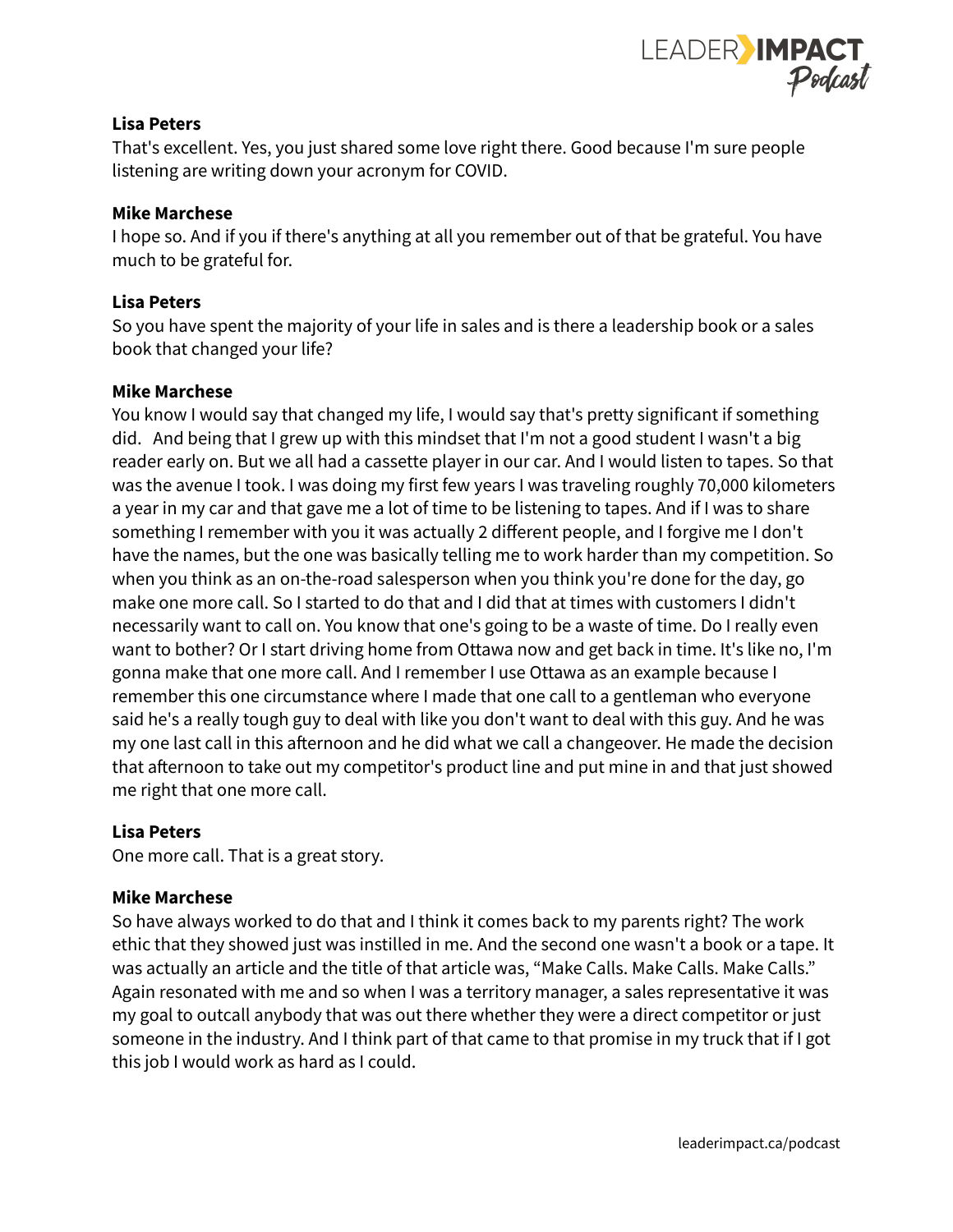**Lisa Peters**
That's excellent. Yes, you just shared some love right there. Good because I'm sure people listening are writing down your acronym for COVID.

**Mike Marchese**
I hope so. And if you if there's anything at all you remember out of that be grateful. You have much to be grateful for.

**Lisa Peters**
So you have spent the majority of your life in sales and is there a leadership book or a sales book that changed your life?

**Mike Marchese**
You know I would say that changed my life, I would say that's pretty significant if something did. And being that I grew up with this mindset that I'm not a good student I wasn't a big reader early on. But we all had a cassette player in our car. And I would listen to tapes. So that was the avenue I took. I was doing my first few years I was traveling roughly 70,000 kilometers a year in my car and that gave me a lot of time to be listening to tapes. And if I was to share something I remember with you it was actually 2 different people, and I forgive me I don't have the names, but the one was basically telling me to work harder than my competition. So when you think as an on-the-road salesperson when you think you're done for the day, go make one more call. So I started to do that and I did that at times with customers I didn't necessarily want to call on. You know that one's going to be a waste of time. Do I really even want to bother? Or I start driving home from Ottawa now and get back in time. It's like no, I'm gonna make that one more call. And I remember I use Ottawa as an example because I remember this one circumstance where I made that one call to a gentleman who everyone said he's a really tough guy to deal with like you don't want to deal with this guy. And he was my one last call in this afternoon and he did what we call a changeover. He made the decision that afternoon to take out my competitor's product line and put mine in and that just showed me right that one more call.

**Lisa Peters**
One more call. That is a great story.

**Mike Marchese**
So have always worked to do that and I think it comes back to my parents right? The work ethic that they showed just was instilled in me. And the second one wasn't a book or a tape. It was actually an article and the title of that article was, "Make Calls. Make Calls. Make Calls." Again resonated with me and so when I was a territory manager, a sales representative it was my goal to outcall anybody that was out there whether they were a direct competitor or just someone in the industry. And I think part of that came to that promise in my truck that if I got this job I would work as hard as I could.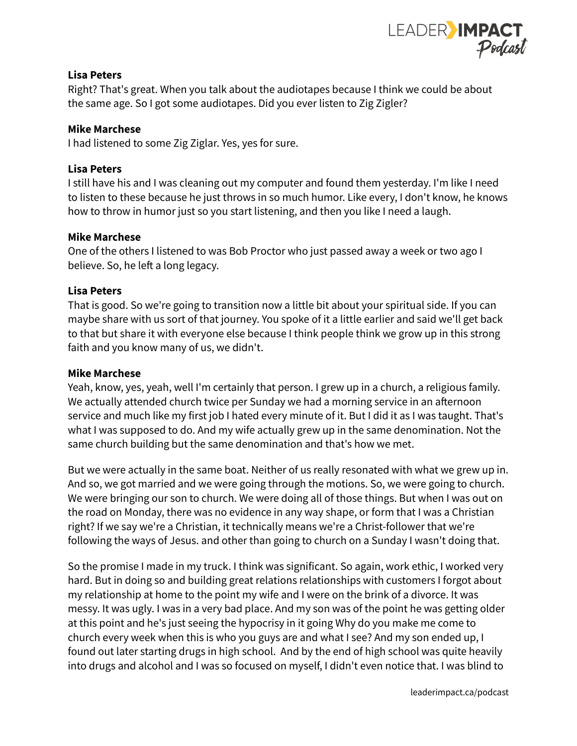**Lisa Peters**
Right? That's great. When you talk about the audiotapes because I think we could be about the same age. So I got some audiotapes. Did you ever listen to Zig Zigler?

**Mike Marchese**
I had listened to some Zig Ziglar. Yes, yes for sure.

**Lisa Peters**
I still have his and I was cleaning out my computer and found them yesterday. I'm like I need to listen to these because he just throws in so much humor. Like every, I don't know, he knows how to throw in humor just so you start listening, and then you like I need a laugh.

**Mike Marchese**
One of the others I listened to was Bob Proctor who just passed away a week or two ago I believe. So, he left a long legacy.

**Lisa Peters**
That is good. So we're going to transition now a little bit about your spiritual side. If you can maybe share with us sort of that journey. You spoke of it a little earlier and said we'll get back to that but share it with everyone else because I think people think we grow up in this strong faith and you know many of us, we didn't.

**Mike Marchese**
Yeah, know, yes, yeah, well I'm certainly that person. I grew up in a church, a religious family. We actually attended church twice per Sunday we had a morning service in an afternoon service and much like my first job I hated every minute of it. But I did it as I was taught. That's what I was supposed to do. And my wife actually grew up in the same denomination. Not the same church building but the same denomination and that's how we met.

But we were actually in the same boat. Neither of us really resonated with what we grew up in. And so, we got married and we were going through the motions. So, we were going to church. We were bringing our son to church. We were doing all of those things. But when I was out on the road on Monday, there was no evidence in any way shape, or form that I was a Christian right? If we say we're a Christian, it technically means we're a Christ-follower that we're following the ways of Jesus. and other than going to church on a Sunday I wasn't doing that.

So the promise I made in my truck. I think was significant. So again, work ethic, I worked very hard. But in doing so and building great relations relationships with customers I forgot about my relationship at home to the point my wife and I were on the brink of a divorce. It was messy. It was ugly. I was in a very bad place. And my son was of the point he was getting older at this point and he's just seeing the hypocrisy in it going Why do you make me come to church every week when this is who you guys are and what I see? And my son ended up, I found out later starting drugs in high school. And by the end of high school was quite heavily into drugs and alcohol and I was so focused on myself, I didn't even notice that. I was blind to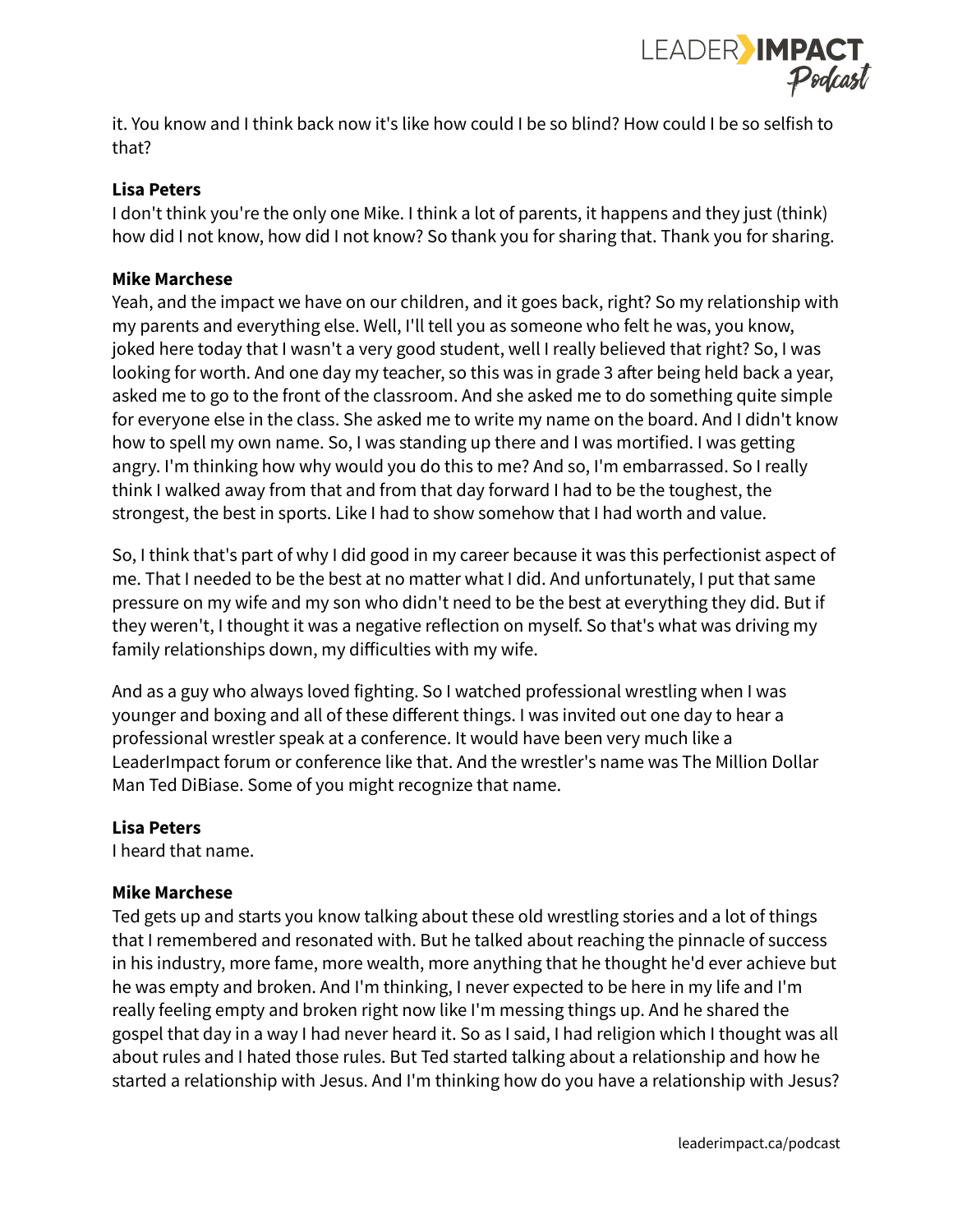it. You know and I think back now it's like how could I be so blind? How could I be so selfish to that?

**Lisa Peters**
I don't think you're the only one Mike. I think a lot of parents, it happens and they just (think) how did I not know, how did I not know? So thank you for sharing that. Thank you for sharing.

**Mike Marchese**
Yeah, and the impact we have on our children, and it goes back, right? So my relationship with my parents and everything else. Well, I'll tell you as someone who felt he was, you know, joked here today that I wasn't a very good student, well I really believed that right? So, I was looking for worth. And one day my teacher, so this was in grade 3 after being held back a year, asked me to go to the front of the classroom. And she asked me to do something quite simple for everyone else in the class. She asked me to write my name on the board. And I didn't know how to spell my own name. So, I was standing up there and I was mortified. I was getting angry. I'm thinking how why would you do this to me? And so, I'm embarrassed. So I really think I walked away from that and from that day forward I had to be the toughest, the strongest, the best in sports. Like I had to show somehow that I had worth and value.

So, I think that's part of why I did good in my career because it was this perfectionist aspect of me. That I needed to be the best at no matter what I did. And unfortunately, I put that same pressure on my wife and my son who didn't need to be the best at everything they did. But if they weren't, I thought it was a negative reflection on myself. So that's what was driving my family relationships down, my difficulties with my wife.

And as a guy who always loved fighting. So I watched professional wrestling when I was younger and boxing and all of these different things. I was invited out one day to hear a professional wrestler speak at a conference. It would have been very much like a LeaderImpact forum or conference like that. And the wrestler's name was The Million Dollar Man Ted DiBiase. Some of you might recognize that name.

**Lisa Peters**
I heard that name.

**Mike Marchese**
Ted gets up and starts you know talking about these old wrestling stories and a lot of things that I remembered and resonated with. But he talked about reaching the pinnacle of success in his industry, more fame, more wealth, more anything that he thought he'd ever achieve but he was empty and broken. And I'm thinking, I never expected to be here in my life and I'm really feeling empty and broken right now like I'm messing things up. And he shared the gospel that day in a way I had never heard it. So as I said, I had religion which I thought was all about rules and I hated those rules. But Ted started talking about a relationship and how he started a relationship with Jesus. And I'm thinking how do you have a relationship with Jesus?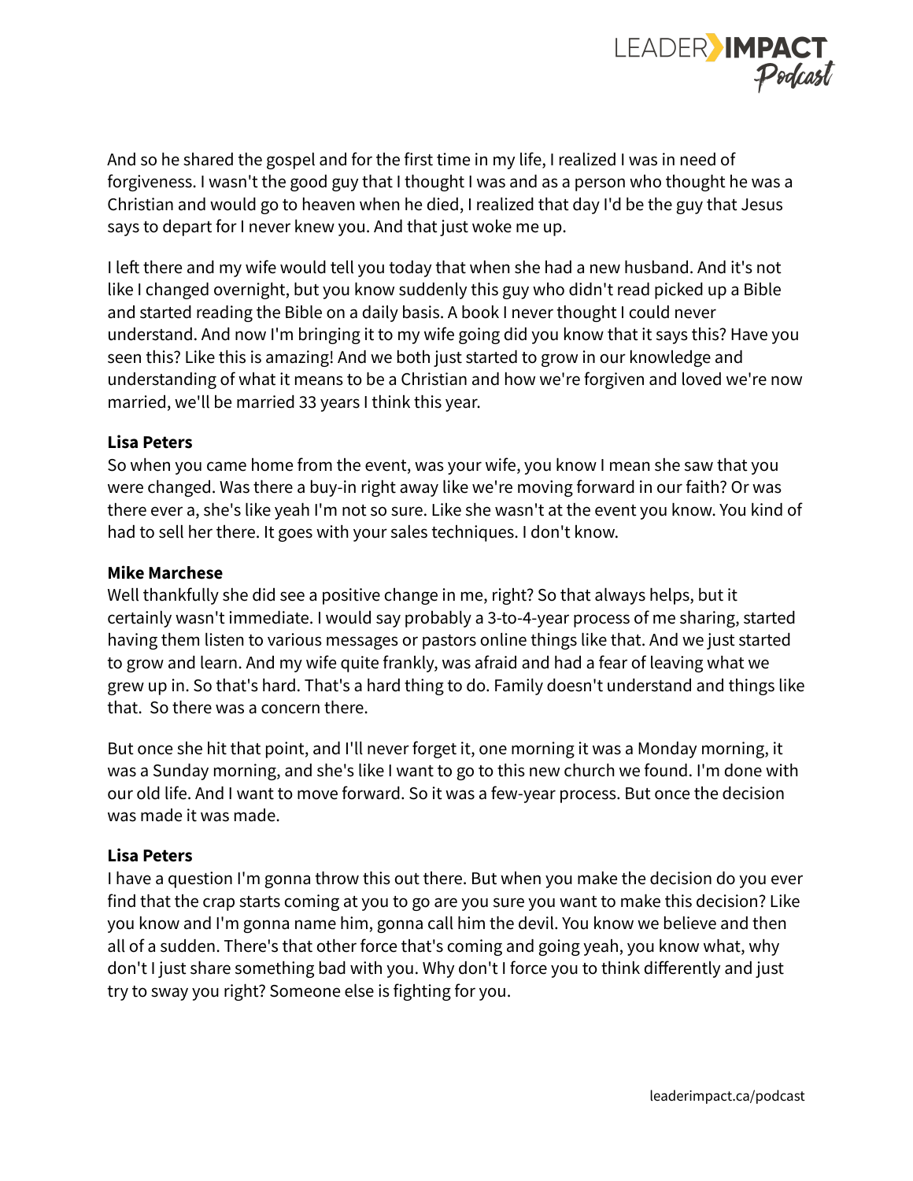And so he shared the gospel and for the first time in my life, I realized I was in need of forgiveness. I wasn't the good guy that I thought I was and as a person who thought he was a Christian and would go to heaven when he died, I realized that day I'd be the guy that Jesus says to depart for I never knew you. And that just woke me up.

I left there and my wife would tell you today that when she had a new husband. And it's not like I changed overnight, but you know suddenly this guy who didn't read picked up a Bible and started reading the Bible on a daily basis. A book I never thought I could never understand. And now I'm bringing it to my wife going did you know that it says this? Have you seen this? Like this is amazing! And we both just started to grow in our knowledge and understanding of what it means to be a Christian and how we're forgiven and loved we're now married, we'll be married 33 years I think this year.

**Lisa Peters**
So when you came home from the event, was your wife, you know I mean she saw that you were changed. Was there a buy-in right away like we're moving forward in our faith? Or was there ever a, she's like yeah I'm not so sure. Like she wasn't at the event you know. You kind of had to sell her there. It goes with your sales techniques. I don't know.

**Mike Marchese**
Well thankfully she did see a positive change in me, right? So that always helps, but it certainly wasn't immediate. I would say probably a 3-to-4-year process of me sharing, started having them listen to various messages or pastors online things like that. And we just started to grow and learn. And my wife quite frankly, was afraid and had a fear of leaving what we grew up in. So that's hard. That's a hard thing to do. Family doesn't understand and things like that. So there was a concern there.

But once she hit that point, and I'll never forget it, one morning it was a Monday morning, it was a Sunday morning, and she's like I want to go to this new church we found. I'm done with our old life. And I want to move forward. So it was a few-year process. But once the decision was made it was made.

**Lisa Peters**
I have a question I'm gonna throw this out there. But when you make the decision do you ever find that the crap starts coming at you to go are you sure you want to make this decision? Like you know and I'm gonna name him, gonna call him the devil. You know we believe and then all of a sudden. There's that other force that's coming and going yeah, you know what, why don't I just share something bad with you. Why don't I force you to think differently and just try to sway you right? Someone else is fighting for you.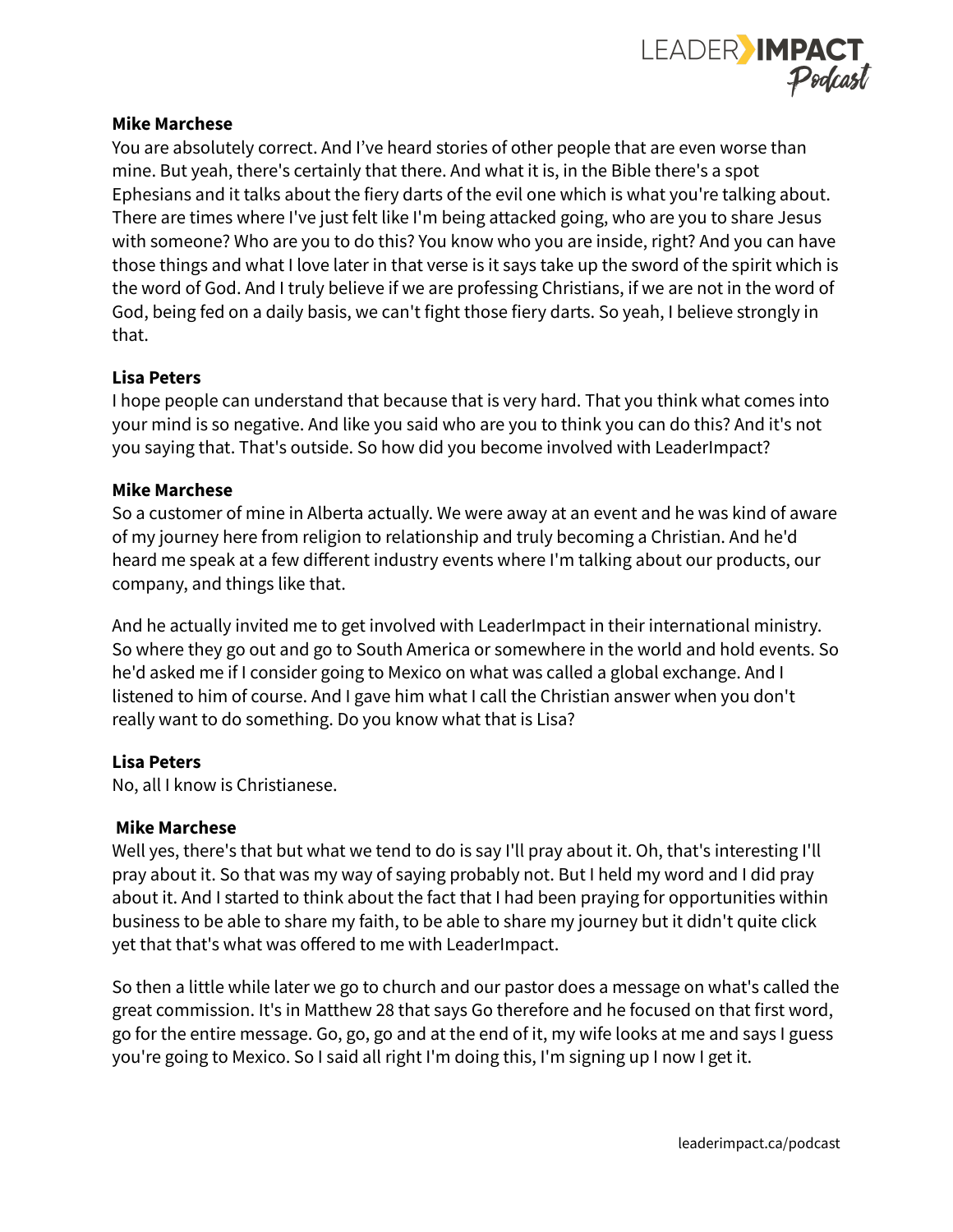**Mike Marchese**
You are absolutely correct. And I've heard stories of other people that are even worse than mine. But yeah, there's certainly that there. And what it is, in the Bible there's a spot Ephesians and it talks about the fiery darts of the evil one which is what you're talking about. There are times where I've just felt like I'm being attacked going, who are you to share Jesus with someone? Who are you to do this? You know who you are inside, right? And you can have those things and what I love later in that verse is it says take up the sword of the spirit which is the word of God. And I truly believe if we are professing Christians, if we are not in the word of God, being fed on a daily basis, we can't fight those fiery darts. So yeah, I believe strongly in that.

**Lisa Peters**
I hope people can understand that because that is very hard. That you think what comes into your mind is so negative. And like you said who are you to think you can do this? And it's not you saying that. That's outside. So how did you become involved with LeaderImpact?

**Mike Marchese**
So a customer of mine in Alberta actually. We were away at an event and he was kind of aware of my journey here from religion to relationship and truly becoming a Christian. And he'd heard me speak at a few different industry events where I'm talking about our products, our company, and things like that.

And he actually invited me to get involved with LeaderImpact in their international ministry. So where they go out and go to South America or somewhere in the world and hold events. So he'd asked me if I consider going to Mexico on what was called a global exchange. And I listened to him of course. And I gave him what I call the Christian answer when you don't really want to do something. Do you know what that is Lisa?

**Lisa Peters**
No, all I know is Christianese.

**Mike Marchese**
Well yes, there's that but what we tend to do is say I'll pray about it. Oh, that's interesting I'll pray about it. So that was my way of saying probably not. But I held my word and I did pray about it. And I started to think about the fact that I had been praying for opportunities within business to be able to share my faith, to be able to share my journey but it didn't quite click yet that that's what was offered to me with LeaderImpact.

So then a little while later we go to church and our pastor does a message on what's called the great commission. It's in Matthew 28 that says Go therefore and he focused on that first word, go for the entire message. Go, go, go and at the end of it, my wife looks at me and says I guess you're going to Mexico. So I said all right I'm doing this, I'm signing up I now I get it.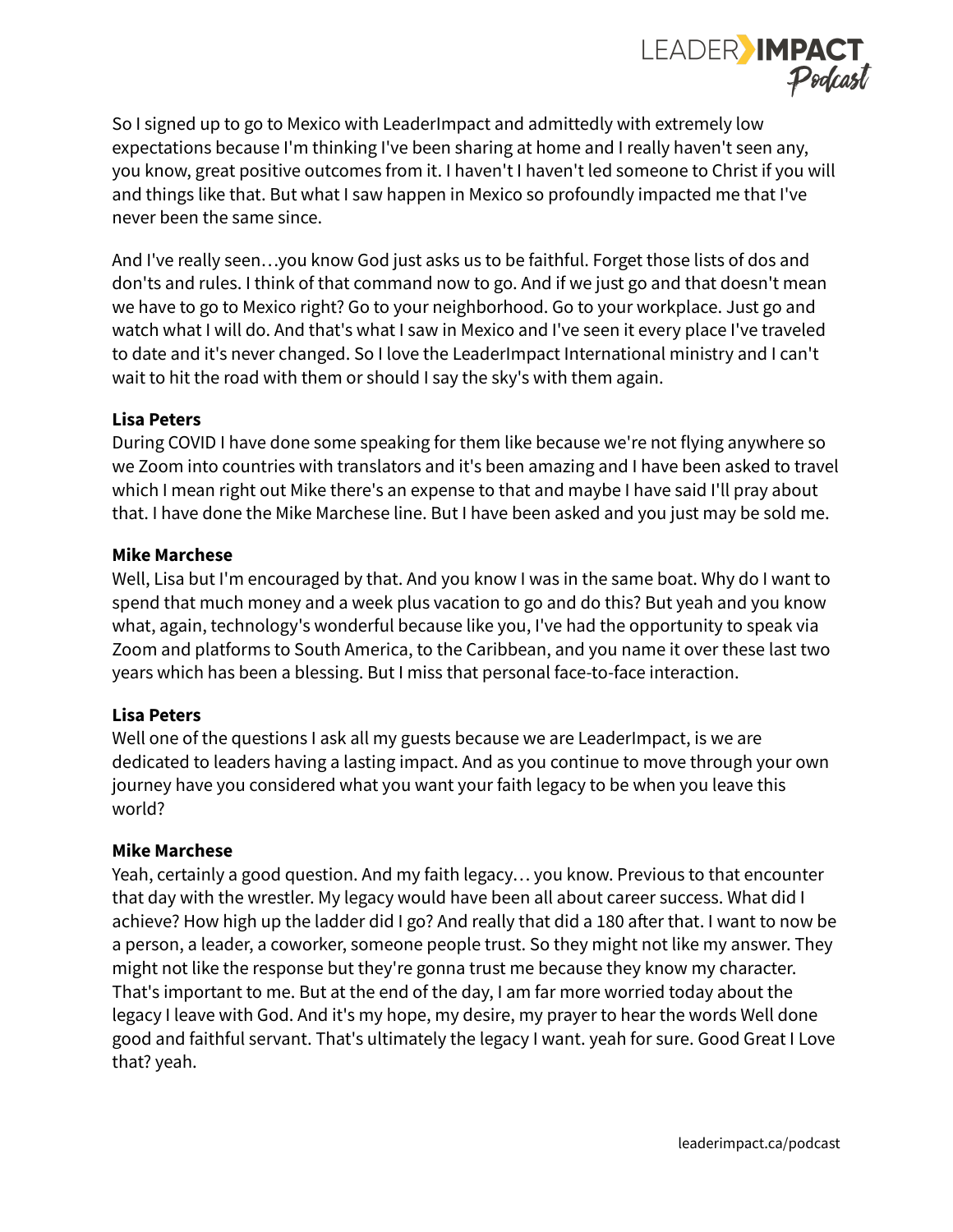So I signed up to go to Mexico with LeaderImpact and admittedly with extremely low expectations because I'm thinking I've been sharing at home and I really haven't seen any, you know, great positive outcomes from it. I haven't I haven't led someone to Christ if you will and things like that. But what I saw happen in Mexico so profoundly impacted me that I've never been the same since.

And I've really seen…you know God just asks us to be faithful. Forget those lists of dos and don'ts and rules. I think of that command now to go. And if we just go and that doesn't mean we have to go to Mexico right? Go to your neighborhood. Go to your workplace. Just go and watch what I will do. And that's what I saw in Mexico and I've seen it every place I've traveled to date and it's never changed. So I love the LeaderImpact International ministry and I can't wait to hit the road with them or should I say the sky's with them again.

**Lisa Peters**
During COVID I have done some speaking for them like because we're not flying anywhere so we Zoom into countries with translators and it's been amazing and I have been asked to travel which I mean right out Mike there's an expense to that and maybe I have said I'll pray about that. I have done the Mike Marchese line. But I have been asked and you just may be sold me.

**Mike Marchese**
Well, Lisa but I'm encouraged by that. And you know I was in the same boat. Why do I want to spend that much money and a week plus vacation to go and do this? But yeah and you know what, again, technology's wonderful because like you, I've had the opportunity to speak via Zoom and platforms to South America, to the Caribbean, and you name it over these last two years which has been a blessing. But I miss that personal face-to-face interaction.

**Lisa Peters**
Well one of the questions I ask all my guests because we are LeaderImpact, is we are dedicated to leaders having a lasting impact. And as you continue to move through your own journey have you considered what you want your faith legacy to be when you leave this world?

**Mike Marchese**
Yeah, certainly a good question. And my faith legacy… you know. Previous to that encounter that day with the wrestler. My legacy would have been all about career success. What did I achieve? How high up the ladder did I go? And really that did a 180 after that. I want to now be a person, a leader, a coworker, someone people trust. So they might not like my answer. They might not like the response but they're gonna trust me because they know my character. That's important to me. But at the end of the day, I am far more worried today about the legacy I leave with God. And it's my hope, my desire, my prayer to hear the words Well done good and faithful servant. That's ultimately the legacy I want. yeah for sure. Good Great I Love that? yeah.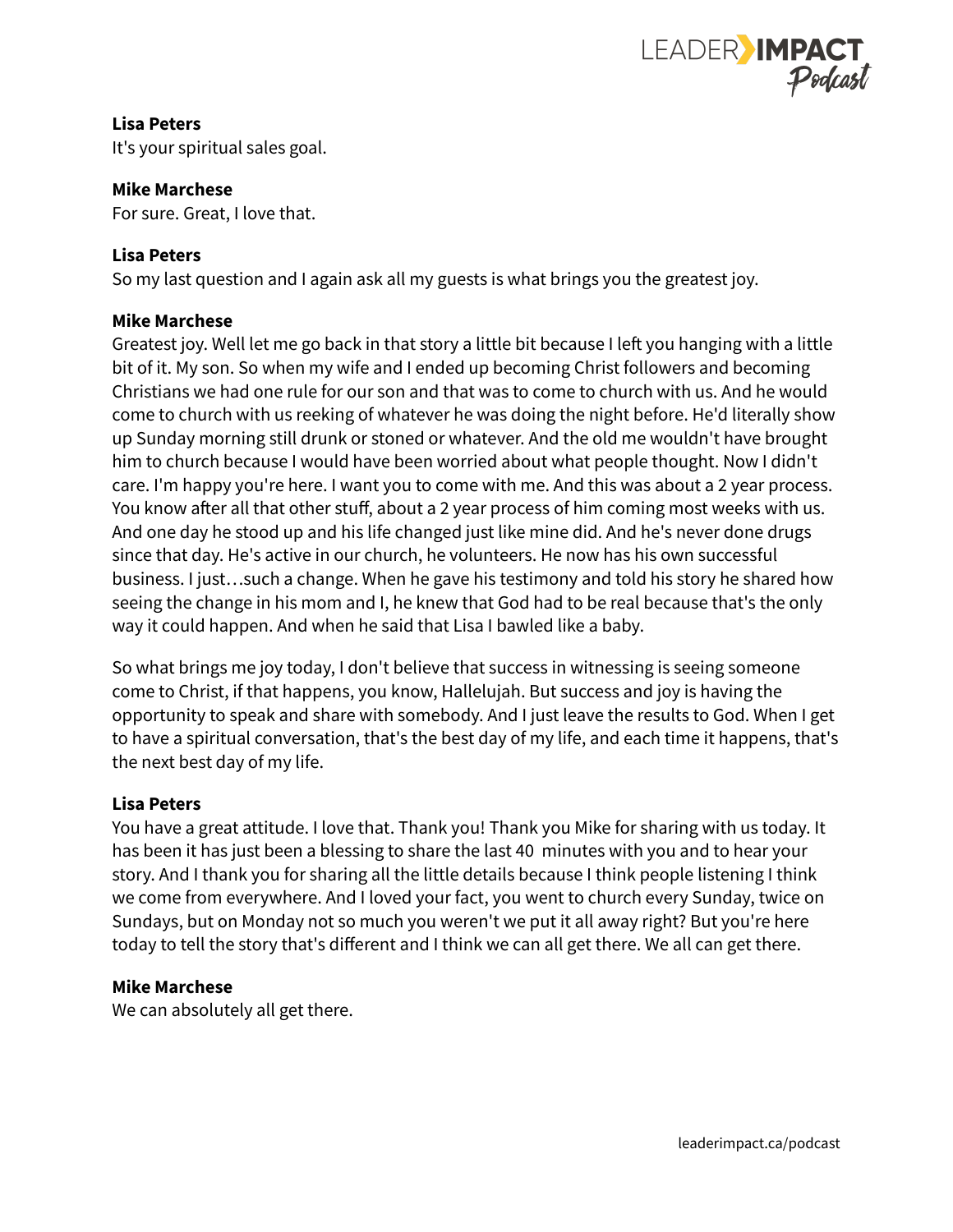**Lisa Peters**
It's your spiritual sales goal.

**Mike Marchese**
For sure. Great, I love that.

**Lisa Peters**
So my last question and I again ask all my guests is what brings you the greatest joy.

**Mike Marchese**
Greatest joy. Well let me go back in that story a little bit because I left you hanging with a little bit of it. My son. So when my wife and I ended up becoming Christ followers and becoming Christians we had one rule for our son and that was to come to church with us. And he would come to church with us reeking of whatever he was doing the night before. He'd literally show up Sunday morning still drunk or stoned or whatever. And the old me wouldn't have brought him to church because I would have been worried about what people thought. Now I didn't care. I'm happy you're here. I want you to come with me. And this was about a 2 year process. You know after all that other stuff, about a 2 year process of him coming most weeks with us. And one day he stood up and his life changed just like mine did. And he's never done drugs since that day. He's active in our church, he volunteers. He now has his own successful business. I just…such a change. When he gave his testimony and told his story he shared how seeing the change in his mom and I, he knew that God had to be real because that's the only way it could happen. And when he said that Lisa I bawled like a baby.

So what brings me joy today, I don't believe that success in witnessing is seeing someone come to Christ, if that happens, you know, Hallelujah. But success and joy is having the opportunity to speak and share with somebody. And I just leave the results to God. When I get to have a spiritual conversation, that's the best day of my life, and each time it happens, that's the next best day of my life.

**Lisa Peters**
You have a great attitude. I love that. Thank you! Thank you Mike for sharing with us today. It has been it has just been a blessing to share the last 40 minutes with you and to hear your story. And I thank you for sharing all the little details because I think people listening I think we come from everywhere. And I loved your fact, you went to church every Sunday, twice on Sundays, but on Monday not so much you weren't we put it all away right? But you're here today to tell the story that's different and I think we can all get there. We all can get there.

**Mike Marchese**
We can absolutely all get there.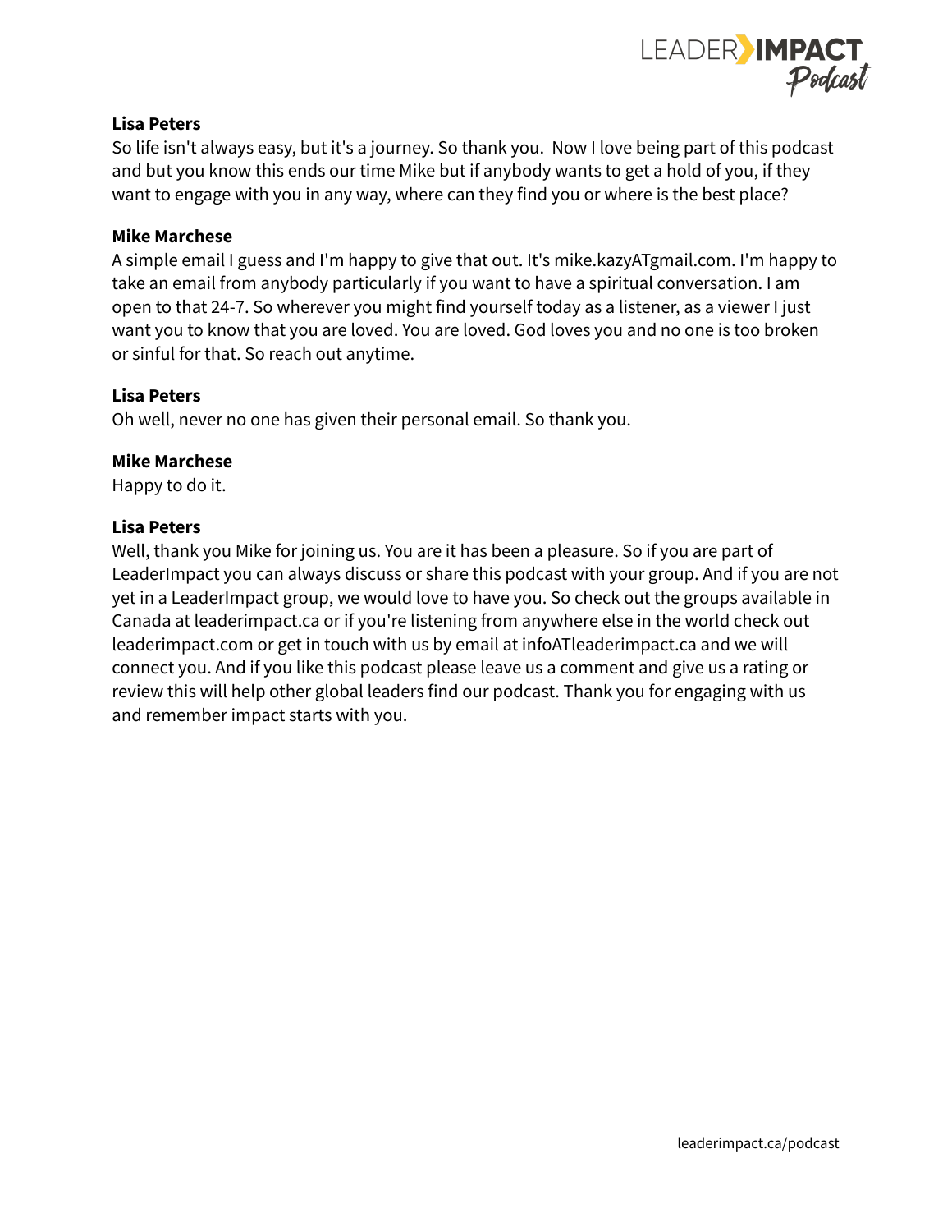**Lisa Peters**
So life isn't always easy, but it's a journey. So thank you. Now I love being part of this podcast and but you know this ends our time Mike but if anybody wants to get a hold of you, if they want to engage with you in any way, where can they find you or where is the best place?

**Mike Marchese**
A simple email I guess and I'm happy to give that out. It's mike.kazyATgmail.com. I'm happy to take an email from anybody particularly if you want to have a spiritual conversation. I am open to that 24-7. So wherever you might find yourself today as a listener, as a viewer I just want you to know that you are loved. You are loved. God loves you and no one is too broken or sinful for that. So reach out anytime.

**Lisa Peters**
Oh well, never no one has given their personal email. So thank you.

**Mike Marchese**
Happy to do it.

**Lisa Peters**
Well, thank you Mike for joining us. You are it has been a pleasure. So if you are part of LeaderImpact you can always discuss or share this podcast with your group. And if you are not yet in a LeaderImpact group, we would love to have you. So check out the groups available in Canada at leaderimpact.ca or if you're listening from anywhere else in the world check out leaderimpact.com or get in touch with us by email at infoATleaderimpact.ca and we will connect you. And if you like this podcast please leave us a comment and give us a rating or review this will help other global leaders find our podcast. Thank you for engaging with us and remember impact starts with you.